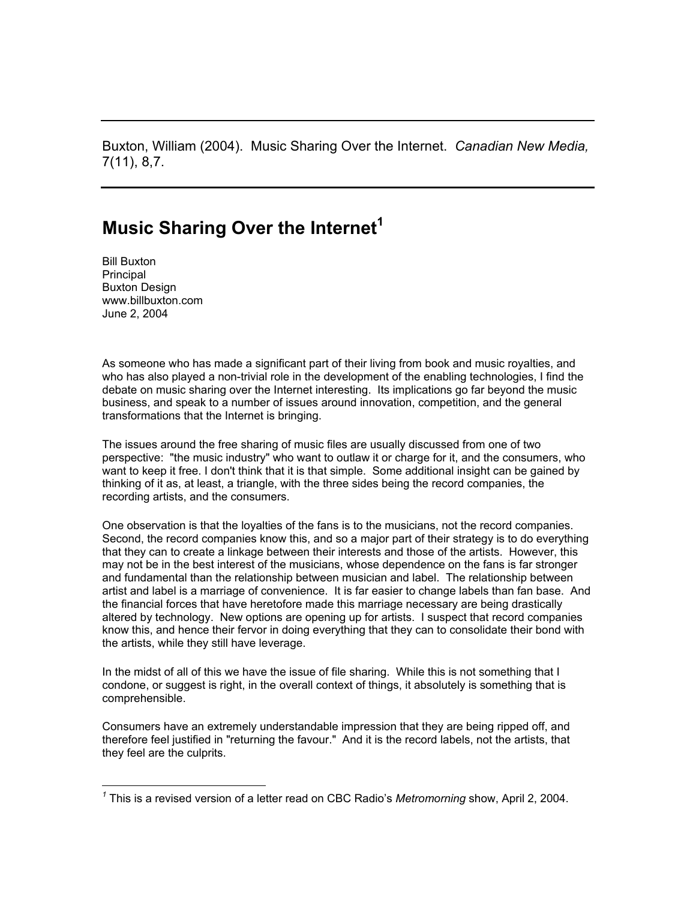Buxton, William (2004). Music Sharing Over the Internet. *Canadian New Media,* 7(11), 8,7.

---

# Music Sharing Over the Internet[1]

Bill Buxton
Principal
Buxton Design
www.billbuxton.com
June 2, 2004

As someone who has made a significant part of their living from book and music royalties, and who has also played a non-trivial role in the development of the enabling technologies, I find the debate on music sharing over the Internet interesting. Its implications go far beyond the music business, and speak to a number of issues around innovation, competition, and the general transformations that the Internet is bringing.

The issues around the free sharing of music files are usually discussed from one of two perspective: "the music industry" who want to outlaw it or charge for it, and the consumers, who want to keep it free. I don't think that it is that simple. Some additional insight can be gained by thinking of it as, at least, a triangle, with the three sides being the record companies, the recording artists, and the consumers.

One observation is that the loyalties of the fans is to the musicians, not the record companies. Second, the record companies know this, and so a major part of their strategy is to do everything that they can to create a linkage between their interests and those of the artists. However, this may not be in the best interest of the musicians, whose dependence on the fans is far stronger and fundamental than the relationship between musician and label. The relationship between artist and label is a marriage of convenience. It is far easier to change labels than fan base. And the financial forces that have heretofore made this marriage necessary are being drastically altered by technology. New options are opening up for artists. I suspect that record companies know this, and hence their fervor in doing everything that they can to consolidate their bond with the artists, while they still have leverage.

In the midst of all of this we have the issue of file sharing. While this is not something that I condone, or suggest is right, in the overall context of things, it absolutely is something that is comprehensible.

Consumers have an extremely understandable impression that they are being ripped off, and therefore feel justified in "returning the favour." And it is the record labels, not the artists, that they feel are the culprits.

---

[1] This is a revised version of a letter read on CBC Radio's *Metromorning* show, April 2, 2004.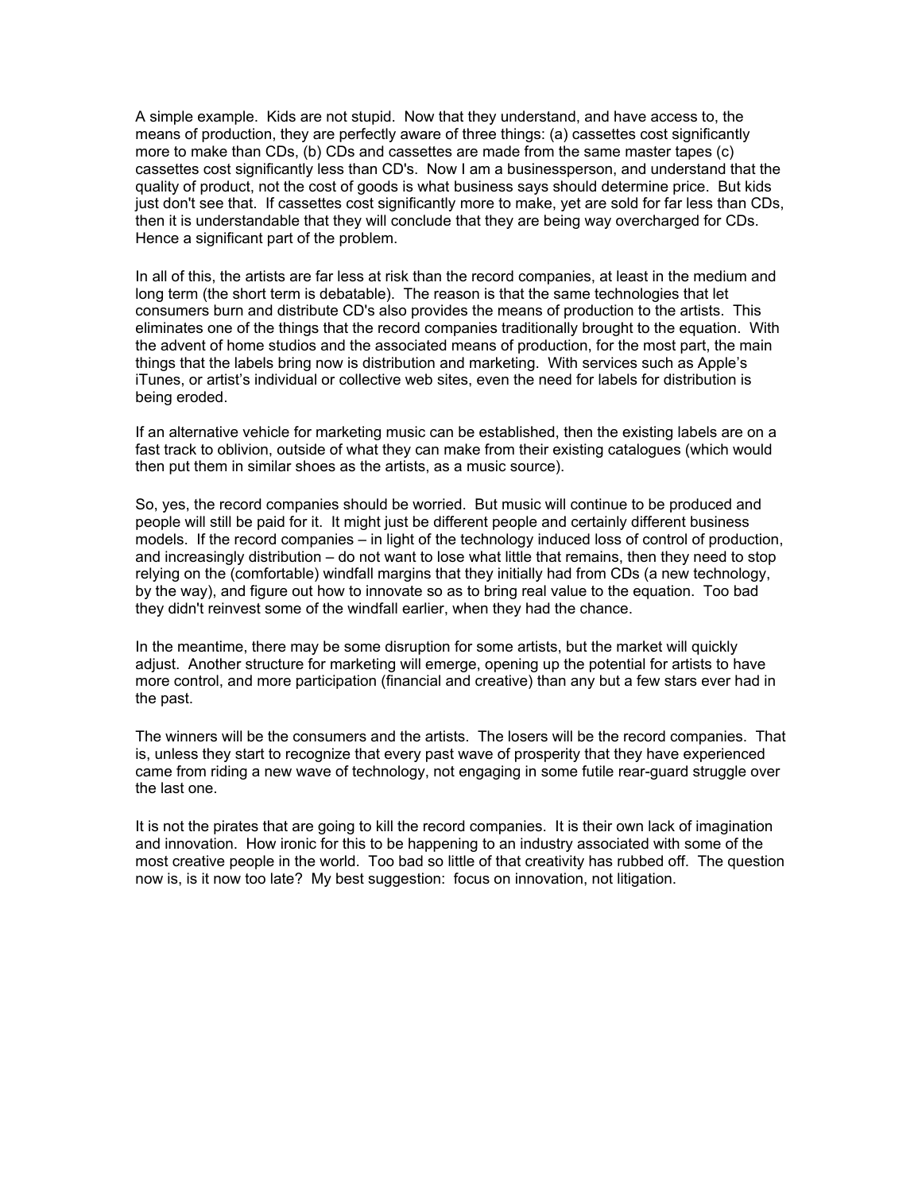A simple example. Kids are not stupid. Now that they understand, and have access to, the means of production, they are perfectly aware of three things: (a) cassettes cost significantly more to make than CDs, (b) CDs and cassettes are made from the same master tapes (c) cassettes cost significantly less than CD's. Now I am a businessperson, and understand that the quality of product, not the cost of goods is what business says should determine price. But kids just don't see that. If cassettes cost significantly more to make, yet are sold for far less than CDs, then it is understandable that they will conclude that they are being way overcharged for CDs. Hence a significant part of the problem.

In all of this, the artists are far less at risk than the record companies, at least in the medium and long term (the short term is debatable). The reason is that the same technologies that let consumers burn and distribute CD's also provides the means of production to the artists. This eliminates one of the things that the record companies traditionally brought to the equation. With the advent of home studios and the associated means of production, for the most part, the main things that the labels bring now is distribution and marketing. With services such as Apple's iTunes, or artist's individual or collective web sites, even the need for labels for distribution is being eroded.

If an alternative vehicle for marketing music can be established, then the existing labels are on a fast track to oblivion, outside of what they can make from their existing catalogues (which would then put them in similar shoes as the artists, as a music source).

So, yes, the record companies should be worried. But music will continue to be produced and people will still be paid for it. It might just be different people and certainly different business models. If the record companies – in light of the technology induced loss of control of production, and increasingly distribution – do not want to lose what little that remains, then they need to stop relying on the (comfortable) windfall margins that they initially had from CDs (a new technology, by the way), and figure out how to innovate so as to bring real value to the equation. Too bad they didn't reinvest some of the windfall earlier, when they had the chance.

In the meantime, there may be some disruption for some artists, but the market will quickly adjust. Another structure for marketing will emerge, opening up the potential for artists to have more control, and more participation (financial and creative) than any but a few stars ever had in the past.

The winners will be the consumers and the artists. The losers will be the record companies. That is, unless they start to recognize that every past wave of prosperity that they have experienced came from riding a new wave of technology, not engaging in some futile rear-guard struggle over the last one.

It is not the pirates that are going to kill the record companies. It is their own lack of imagination and innovation. How ironic for this to be happening to an industry associated with some of the most creative people in the world. Too bad so little of that creativity has rubbed off. The question now is, is it now too late? My best suggestion: focus on innovation, not litigation.